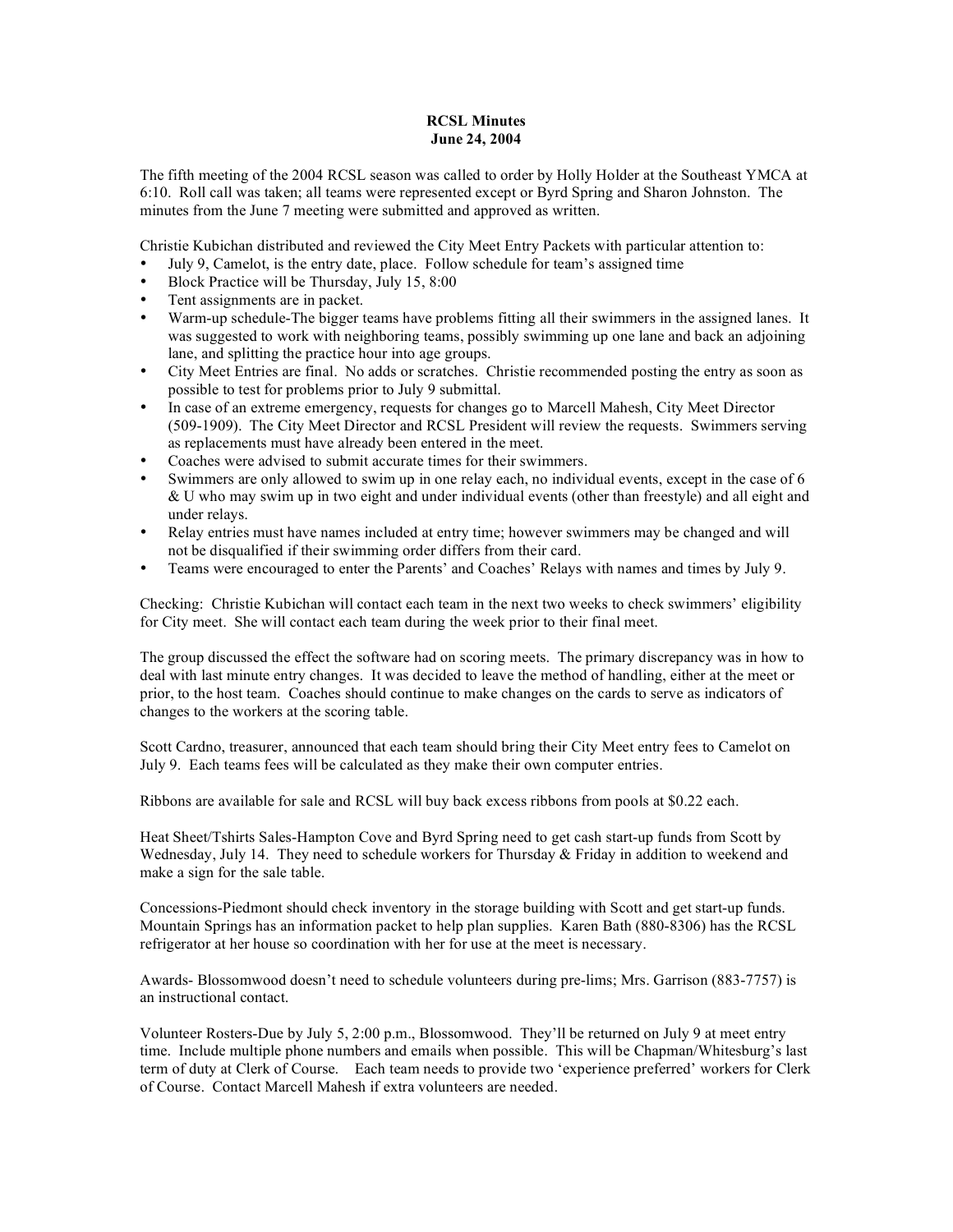**RCSL Minutes**
**June 24, 2004**

The fifth meeting of the 2004 RCSL season was called to order by Holly Holder at the Southeast YMCA at 6:10. Roll call was taken; all teams were represented except or Byrd Spring and Sharon Johnston. The minutes from the June 7 meeting were submitted and approved as written.

Christie Kubichan distributed and reviewed the City Meet Entry Packets with particular attention to:

- July 9, Camelot, is the entry date, place. Follow schedule for team's assigned time
- Block Practice will be Thursday, July 15, 8:00
- Tent assignments are in packet.
- Warm-up schedule-The bigger teams have problems fitting all their swimmers in the assigned lanes. It was suggested to work with neighboring teams, possibly swimming up one lane and back an adjoining lane, and splitting the practice hour into age groups.
- City Meet Entries are final. No adds or scratches. Christie recommended posting the entry as soon as possible to test for problems prior to July 9 submittal.
- In case of an extreme emergency, requests for changes go to Marcell Mahesh, City Meet Director (509-1909). The City Meet Director and RCSL President will review the requests. Swimmers serving as replacements must have already been entered in the meet.
- Coaches were advised to submit accurate times for their swimmers.
- Swimmers are only allowed to swim up in one relay each, no individual events, except in the case of 6 & U who may swim up in two eight and under individual events (other than freestyle) and all eight and under relays.
- Relay entries must have names included at entry time; however swimmers may be changed and will not be disqualified if their swimming order differs from their card.
- Teams were encouraged to enter the Parents' and Coaches' Relays with names and times by July 9.

Checking: Christie Kubichan will contact each team in the next two weeks to check swimmers' eligibility for City meet. She will contact each team during the week prior to their final meet.

The group discussed the effect the software had on scoring meets. The primary discrepancy was in how to deal with last minute entry changes. It was decided to leave the method of handling, either at the meet or prior, to the host team. Coaches should continue to make changes on the cards to serve as indicators of changes to the workers at the scoring table.

Scott Cardno, treasurer, announced that each team should bring their City Meet entry fees to Camelot on July 9. Each teams fees will be calculated as they make their own computer entries.

Ribbons are available for sale and RCSL will buy back excess ribbons from pools at $0.22 each.

Heat Sheet/Tshirts Sales-Hampton Cove and Byrd Spring need to get cash start-up funds from Scott by Wednesday, July 14. They need to schedule workers for Thursday & Friday in addition to weekend and make a sign for the sale table.

Concessions-Piedmont should check inventory in the storage building with Scott and get start-up funds. Mountain Springs has an information packet to help plan supplies. Karen Bath (880-8306) has the RCSL refrigerator at her house so coordination with her for use at the meet is necessary.

Awards- Blossomwood doesn't need to schedule volunteers during pre-lims; Mrs. Garrison (883-7757) is an instructional contact.

Volunteer Rosters-Due by July 5, 2:00 p.m., Blossomwood. They'll be returned on July 9 at meet entry time. Include multiple phone numbers and emails when possible. This will be Chapman/Whitesburg's last term of duty at Clerk of Course. Each team needs to provide two 'experience preferred' workers for Clerk of Course. Contact Marcell Mahesh if extra volunteers are needed.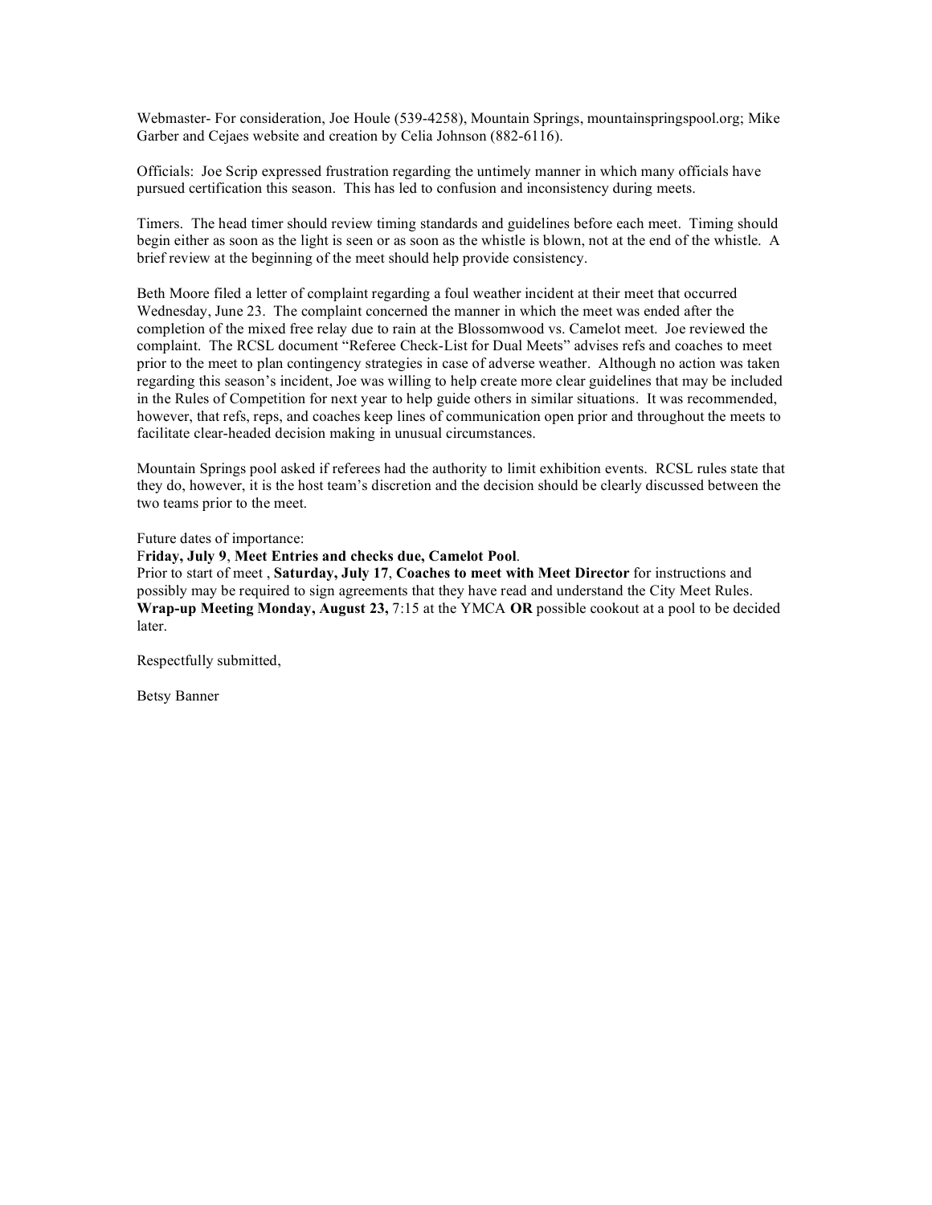Webmaster- For consideration, Joe Houle (539-4258), Mountain Springs, mountainspringspool.org; Mike Garber and Cejaes website and creation by Celia Johnson (882-6116).

Officials: Joe Scrip expressed frustration regarding the untimely manner in which many officials have pursued certification this season. This has led to confusion and inconsistency during meets.

Timers. The head timer should review timing standards and guidelines before each meet. Timing should begin either as soon as the light is seen or as soon as the whistle is blown, not at the end of the whistle. A brief review at the beginning of the meet should help provide consistency.

Beth Moore filed a letter of complaint regarding a foul weather incident at their meet that occurred Wednesday, June 23. The complaint concerned the manner in which the meet was ended after the completion of the mixed free relay due to rain at the Blossomwood vs. Camelot meet. Joe reviewed the complaint. The RCSL document "Referee Check-List for Dual Meets" advises refs and coaches to meet prior to the meet to plan contingency strategies in case of adverse weather. Although no action was taken regarding this season's incident, Joe was willing to help create more clear guidelines that may be included in the Rules of Competition for next year to help guide others in similar situations. It was recommended, however, that refs, reps, and coaches keep lines of communication open prior and throughout the meets to facilitate clear-headed decision making in unusual circumstances.

Mountain Springs pool asked if referees had the authority to limit exhibition events. RCSL rules state that they do, however, it is the host team's discretion and the decision should be clearly discussed between the two teams prior to the meet.

Future dates of importance:
F**riday, July 9**, **Meet Entries and checks due, Camelot Pool**.
Prior to start of meet , **Saturday, July 17**, **Coaches to meet with Meet Director** for instructions and possibly may be required to sign agreements that they have read and understand the City Meet Rules.
**Wrap-up Meeting Monday, August 23,** 7:15 at the YMCA **OR** possible cookout at a pool to be decided later.

Respectfully submitted,

Betsy Banner